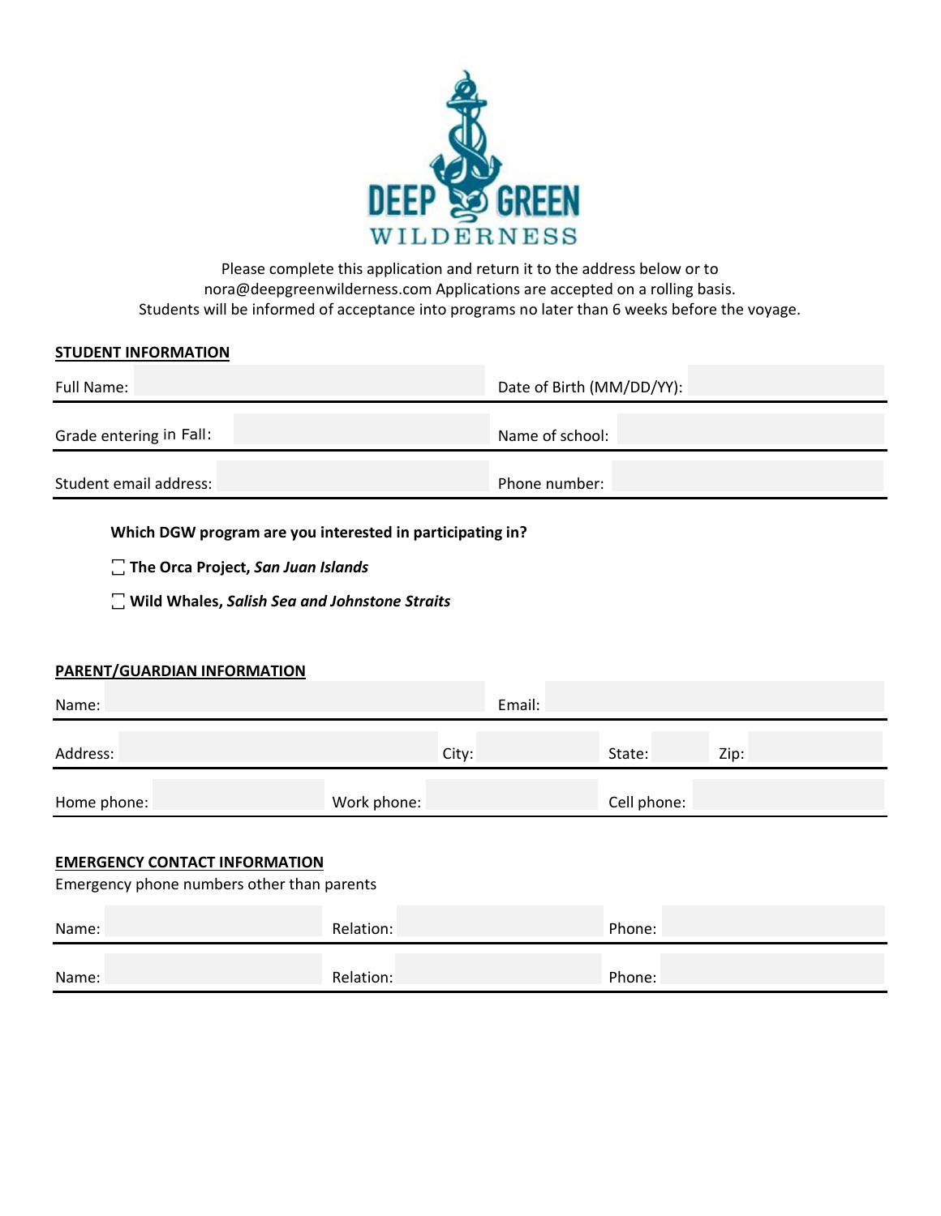DEEP GREEN WILDERNESS

Please complete this application and return it to the address below or to nora@deepgreenwilderness.com Applications are accepted on a rolling basis.
Students will be informed of acceptance into programs no later than 6 weeks before the voyage.

**STUDENT INFORMATION**

| | | | |
|---|---|---|---|
| Full Name: | | Date of Birth (MM/DD/YY): | |
| Grade entering in Fall: | | Name of school: | |
| Student email address: | | Phone number: | |

**Which DGW program are you interested in participating in?**

- [ ] **The Orca Project,** ***San Juan Islands***
- [ ] **Wild Whales,** ***Salish Sea and Johnstone Straits***

**PARENT/GUARDIAN INFORMATION**

| | | | | | | | |
|---|---|---|---|---|---|---|---|
| Name: | | | | Email: | | | |
| Address: | | City: | | State: | | Zip: | |
| Home phone: | | Work phone: | | Cell phone: | | | |

**EMERGENCY CONTACT INFORMATION**

Emergency phone numbers other than parents

| | | | | | |
|---|---|---|---|---|---|
| Name: | | Relation: | | Phone: | |
| Name: | | Relation: | | Phone: | |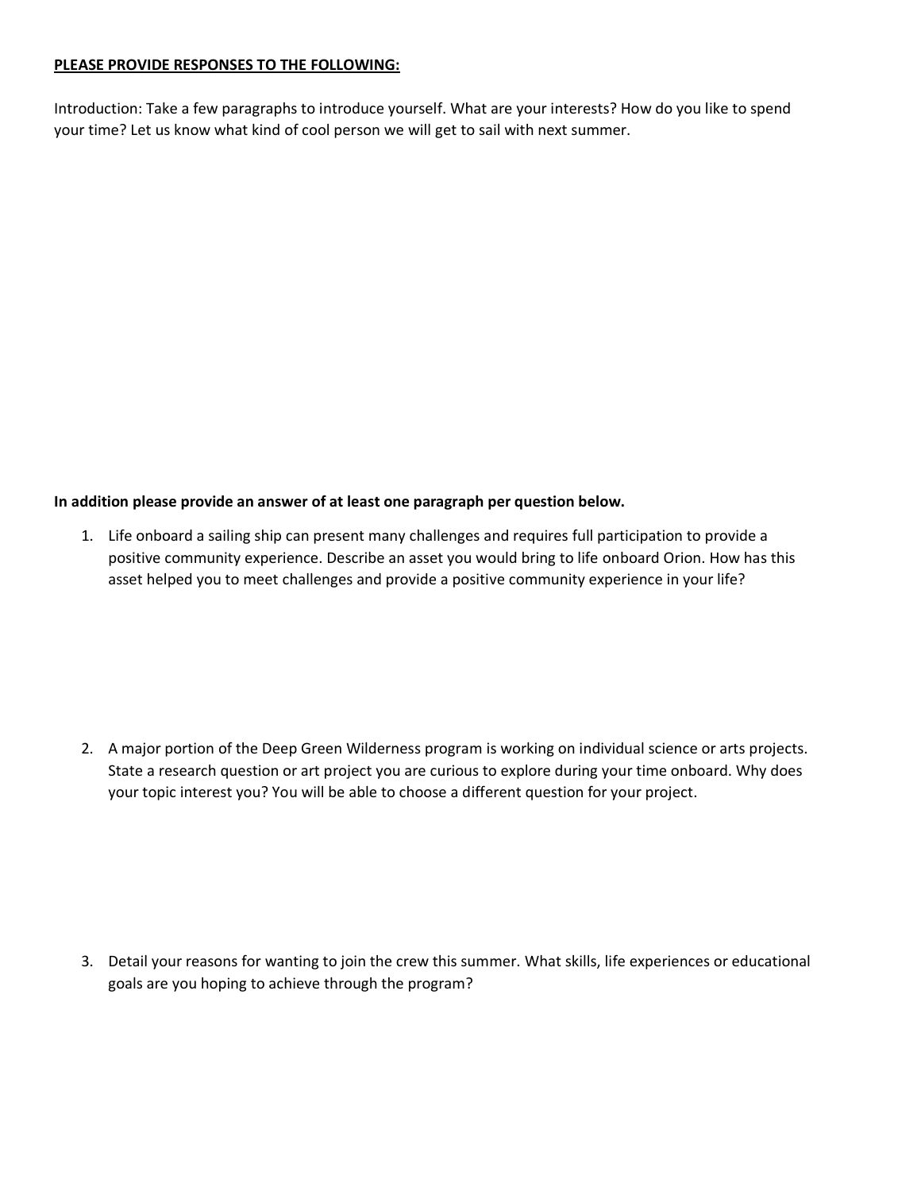**PLEASE PROVIDE RESPONSES TO THE FOLLOWING:**

Introduction: Take a few paragraphs to introduce yourself. What are your interests? How do you like to spend your time? Let us know what kind of cool person we will get to sail with next summer.

**In addition please provide an answer of at least one paragraph per question below.**

1. Life onboard a sailing ship can present many challenges and requires full participation to provide a positive community experience. Describe an asset you would bring to life onboard Orion. How has this asset helped you to meet challenges and provide a positive community experience in your life?

2. A major portion of the Deep Green Wilderness program is working on individual science or arts projects. State a research question or art project you are curious to explore during your time onboard. Why does your topic interest you? You will be able to choose a different question for your project.

3. Detail your reasons for wanting to join the crew this summer. What skills, life experiences or educational goals are you hoping to achieve through the program?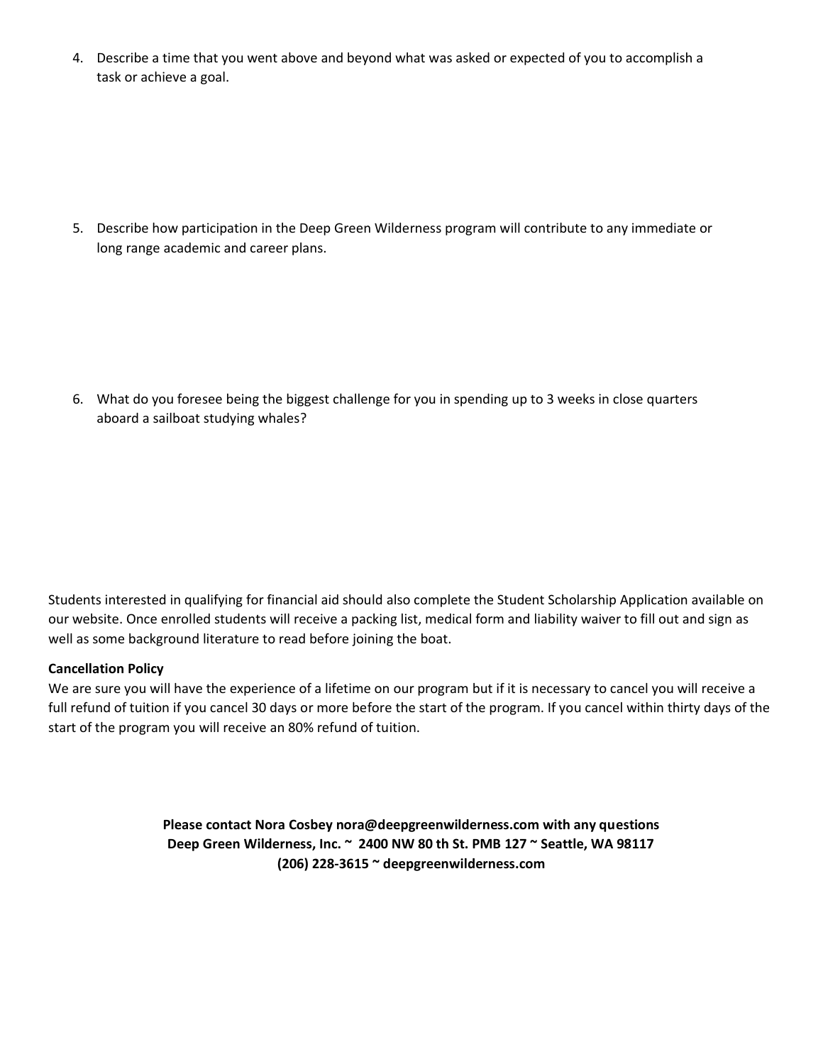4. Describe a time that you went above and beyond what was asked or expected of you to accomplish a task or achieve a goal.

5. Describe how participation in the Deep Green Wilderness program will contribute to any immediate or long range academic and career plans.

6. What do you foresee being the biggest challenge for you in spending up to 3 weeks in close quarters aboard a sailboat studying whales?

Students interested in qualifying for financial aid should also complete the Student Scholarship Application available on our website. Once enrolled students will receive a packing list, medical form and liability waiver to fill out and sign as well as some background literature to read before joining the boat.

**Cancellation Policy**

We are sure you will have the experience of a lifetime on our program but if it is necessary to cancel you will receive a full refund of tuition if you cancel 30 days or more before the start of the program. If you cancel within thirty days of the start of the program you will receive an 80% refund of tuition.

**Please contact Nora Cosbey nora@deepgreenwilderness.com with any questions**
**Deep Green Wilderness, Inc. ~ 2400 NW 80 th St. PMB 127 ~ Seattle, WA 98117**
**(206) 228-3615 ~ deepgreenwilderness.com**